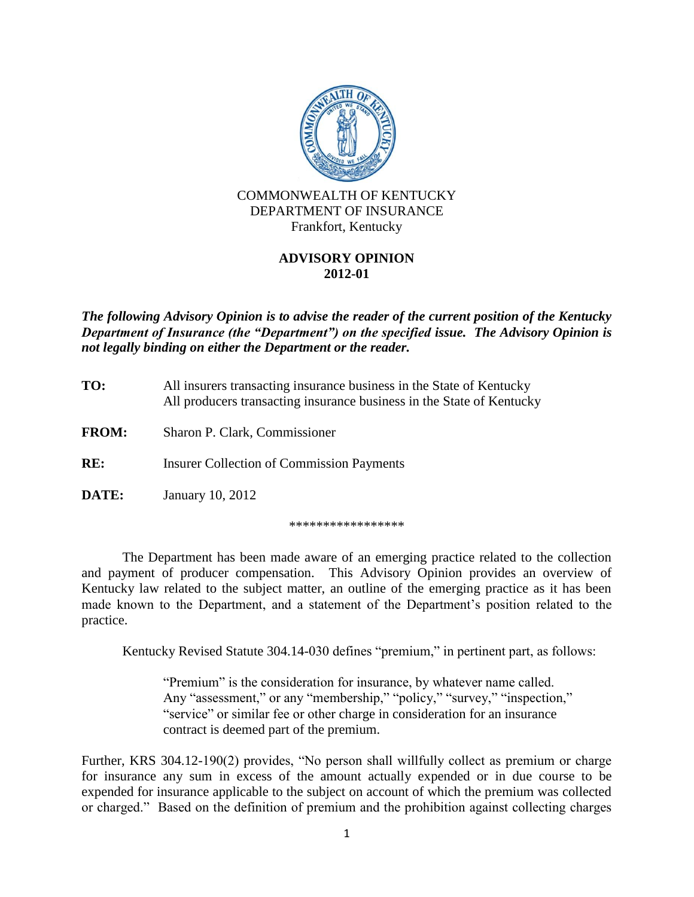COMMONWEALTH OF KENTUCKY
DEPARTMENT OF INSURANCE
Frankfort, Kentucky

# ADVISORY OPINION
# 2012-01

***The following Advisory Opinion is to advise the reader of the current position of the Kentucky Department of Insurance (the "Department") on the specified issue. The Advisory Opinion is not legally binding on either the Department or the reader.***

**TO:** All insurers transacting insurance business in the State of Kentucky
All producers transacting insurance business in the State of Kentucky

**FROM:** Sharon P. Clark, Commissioner

**RE:** Insurer Collection of Commission Payments

**DATE:** January 10, 2012

*****************

The Department has been made aware of an emerging practice related to the collection and payment of producer compensation. This Advisory Opinion provides an overview of Kentucky law related to the subject matter, an outline of the emerging practice as it has been made known to the Department, and a statement of the Department's position related to the practice.

Kentucky Revised Statute 304.14-030 defines "premium," in pertinent part, as follows:

> "Premium" is the consideration for insurance, by whatever name called. Any "assessment," or any "membership," "policy," "survey," "inspection," "service" or similar fee or other charge in consideration for an insurance contract is deemed part of the premium.

Further, KRS 304.12-190(2) provides, "No person shall willfully collect as premium or charge for insurance any sum in excess of the amount actually expended or in due course to be expended for insurance applicable to the subject on account of which the premium was collected or charged." Based on the definition of premium and the prohibition against collecting charges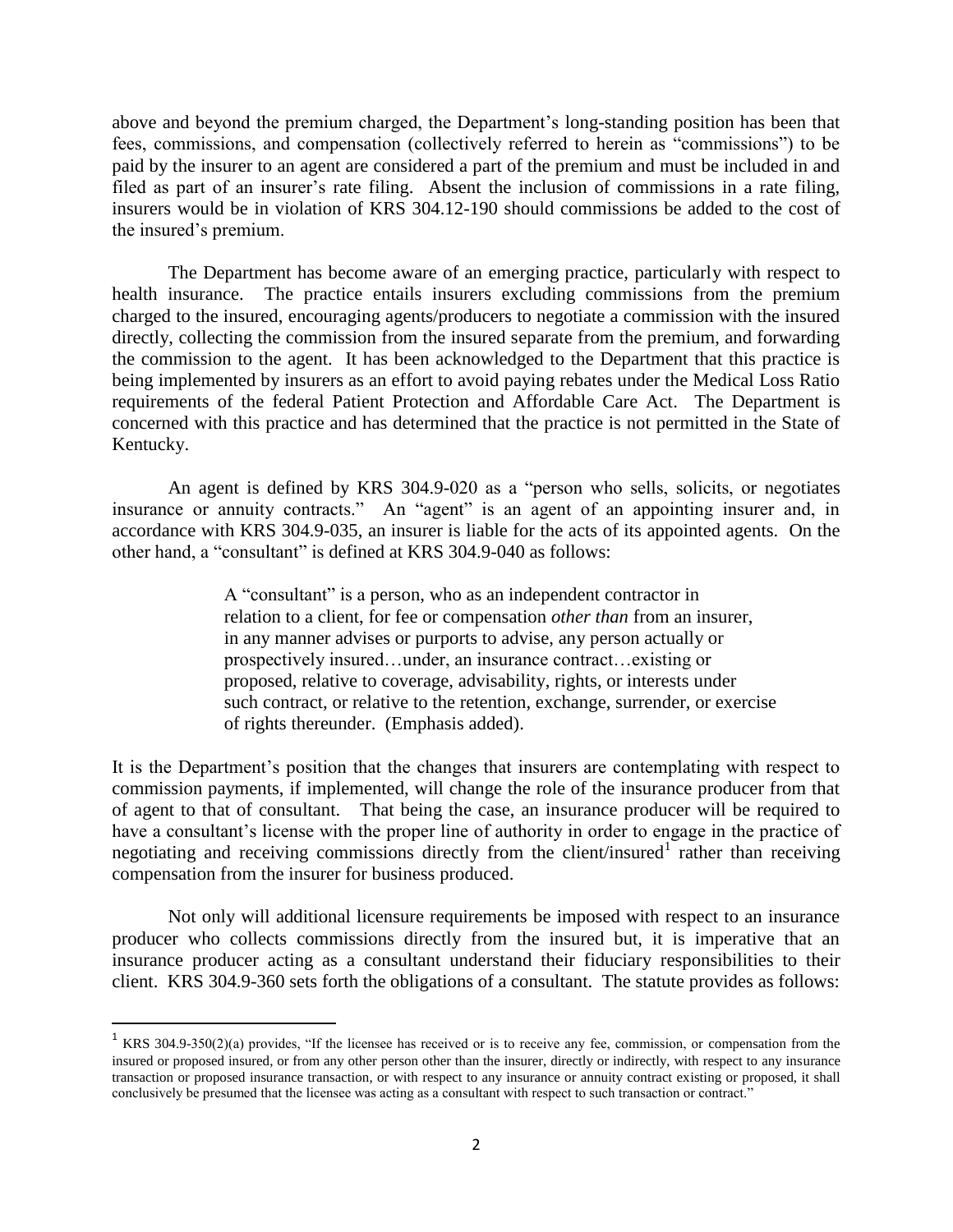above and beyond the premium charged, the Department's long-standing position has been that fees, commissions, and compensation (collectively referred to herein as "commissions") to be paid by the insurer to an agent are considered a part of the premium and must be included in and filed as part of an insurer's rate filing. Absent the inclusion of commissions in a rate filing, insurers would be in violation of KRS 304.12-190 should commissions be added to the cost of the insured's premium.

The Department has become aware of an emerging practice, particularly with respect to health insurance. The practice entails insurers excluding commissions from the premium charged to the insured, encouraging agents/producers to negotiate a commission with the insured directly, collecting the commission from the insured separate from the premium, and forwarding the commission to the agent. It has been acknowledged to the Department that this practice is being implemented by insurers as an effort to avoid paying rebates under the Medical Loss Ratio requirements of the federal Patient Protection and Affordable Care Act. The Department is concerned with this practice and has determined that the practice is not permitted in the State of Kentucky.

An agent is defined by KRS 304.9-020 as a "person who sells, solicits, or negotiates insurance or annuity contracts." An "agent" is an agent of an appointing insurer and, in accordance with KRS 304.9-035, an insurer is liable for the acts of its appointed agents. On the other hand, a "consultant" is defined at KRS 304.9-040 as follows:

> A "consultant" is a person, who as an independent contractor in relation to a client, for fee or compensation *other than* from an insurer, in any manner advises or purports to advise, any person actually or prospectively insured…under, an insurance contract…existing or proposed, relative to coverage, advisability, rights, or interests under such contract, or relative to the retention, exchange, surrender, or exercise of rights thereunder. (Emphasis added).

It is the Department's position that the changes that insurers are contemplating with respect to commission payments, if implemented, will change the role of the insurance producer from that of agent to that of consultant. That being the case, an insurance producer will be required to have a consultant's license with the proper line of authority in order to engage in the practice of negotiating and receiving commissions directly from the client/insured[1] rather than receiving compensation from the insurer for business produced.

Not only will additional licensure requirements be imposed with respect to an insurance producer who collects commissions directly from the insured but, it is imperative that an insurance producer acting as a consultant understand their fiduciary responsibilities to their client. KRS 304.9-360 sets forth the obligations of a consultant. The statute provides as follows:

---

[1] KRS 304.9-350(2)(a) provides, "If the licensee has received or is to receive any fee, commission, or compensation from the insured or proposed insured, or from any other person other than the insurer, directly or indirectly, with respect to any insurance transaction or proposed insurance transaction, or with respect to any insurance or annuity contract existing or proposed, it shall conclusively be presumed that the licensee was acting as a consultant with respect to such transaction or contract."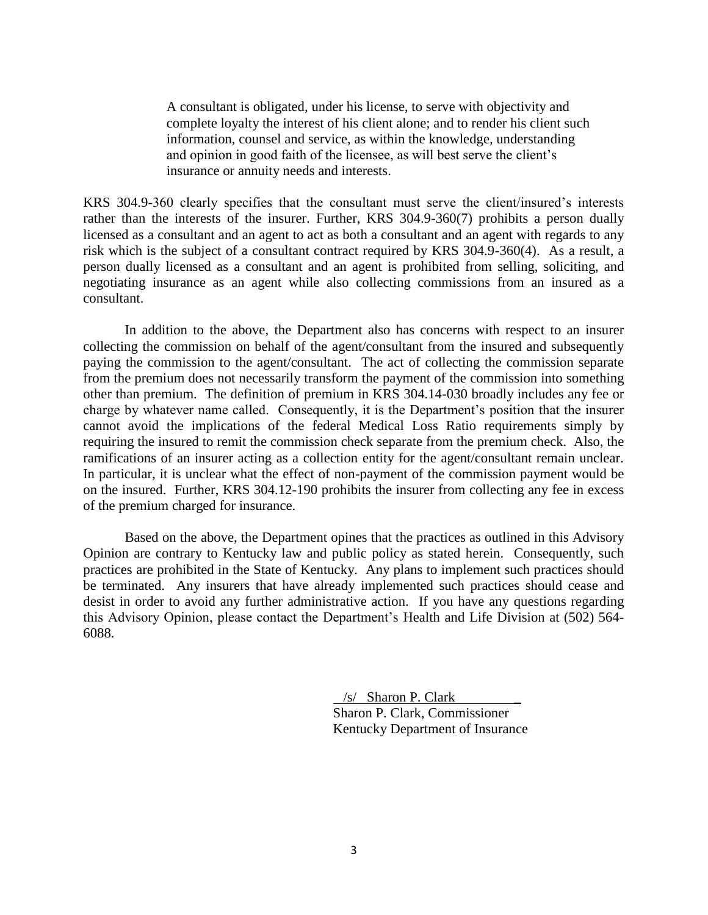> A consultant is obligated, under his license, to serve with objectivity and complete loyalty the interest of his client alone; and to render his client such information, counsel and service, as within the knowledge, understanding and opinion in good faith of the licensee, as will best serve the client's insurance or annuity needs and interests.

KRS 304.9-360 clearly specifies that the consultant must serve the client/insured's interests rather than the interests of the insurer. Further, KRS 304.9-360(7) prohibits a person dually licensed as a consultant and an agent to act as both a consultant and an agent with regards to any risk which is the subject of a consultant contract required by KRS 304.9-360(4). As a result, a person dually licensed as a consultant and an agent is prohibited from selling, soliciting, and negotiating insurance as an agent while also collecting commissions from an insured as a consultant.

In addition to the above, the Department also has concerns with respect to an insurer collecting the commission on behalf of the agent/consultant from the insured and subsequently paying the commission to the agent/consultant. The act of collecting the commission separate from the premium does not necessarily transform the payment of the commission into something other than premium. The definition of premium in KRS 304.14-030 broadly includes any fee or charge by whatever name called. Consequently, it is the Department's position that the insurer cannot avoid the implications of the federal Medical Loss Ratio requirements simply by requiring the insured to remit the commission check separate from the premium check. Also, the ramifications of an insurer acting as a collection entity for the agent/consultant remain unclear. In particular, it is unclear what the effect of non-payment of the commission payment would be on the insured. Further, KRS 304.12-190 prohibits the insurer from collecting any fee in excess of the premium charged for insurance.

Based on the above, the Department opines that the practices as outlined in this Advisory Opinion are contrary to Kentucky law and public policy as stated herein. Consequently, such practices are prohibited in the State of Kentucky. Any plans to implement such practices should be terminated. Any insurers that have already implemented such practices should cease and desist in order to avoid any further administrative action. If you have any questions regarding this Advisory Opinion, please contact the Department's Health and Life Division at (502) 564-6088.

/s/ Sharon P. Clark
Sharon P. Clark, Commissioner
Kentucky Department of Insurance